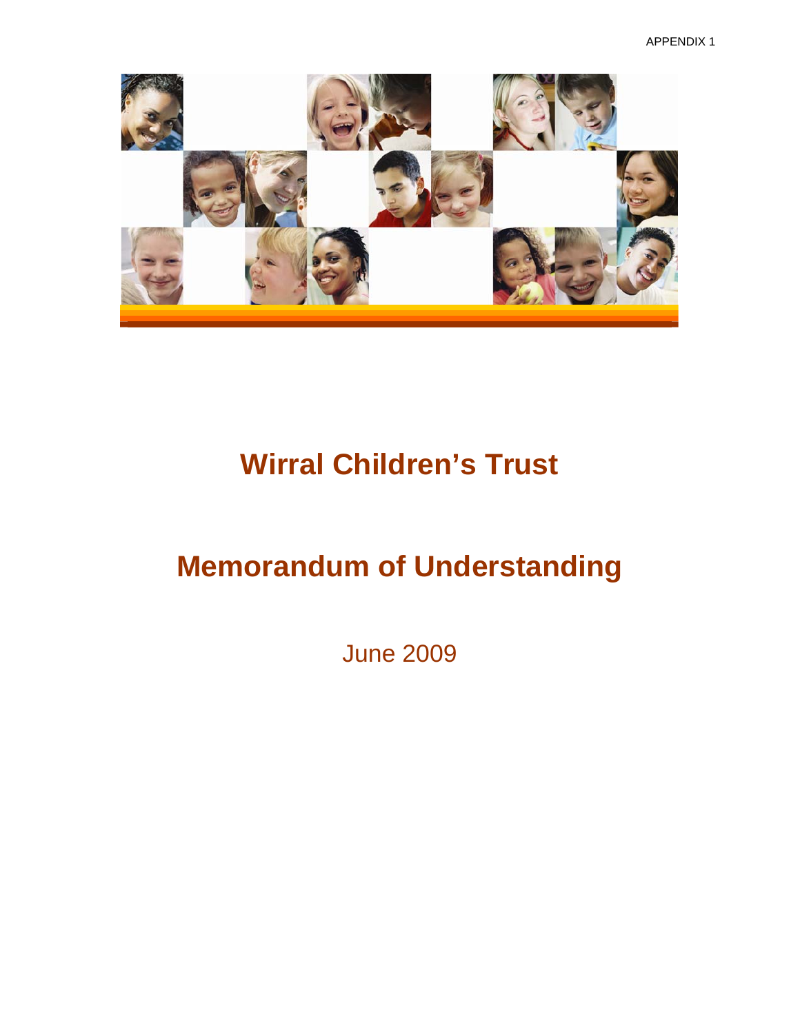APPENDIX 1

# Wirral Children's Trust

# Memorandum of Understanding

June 2009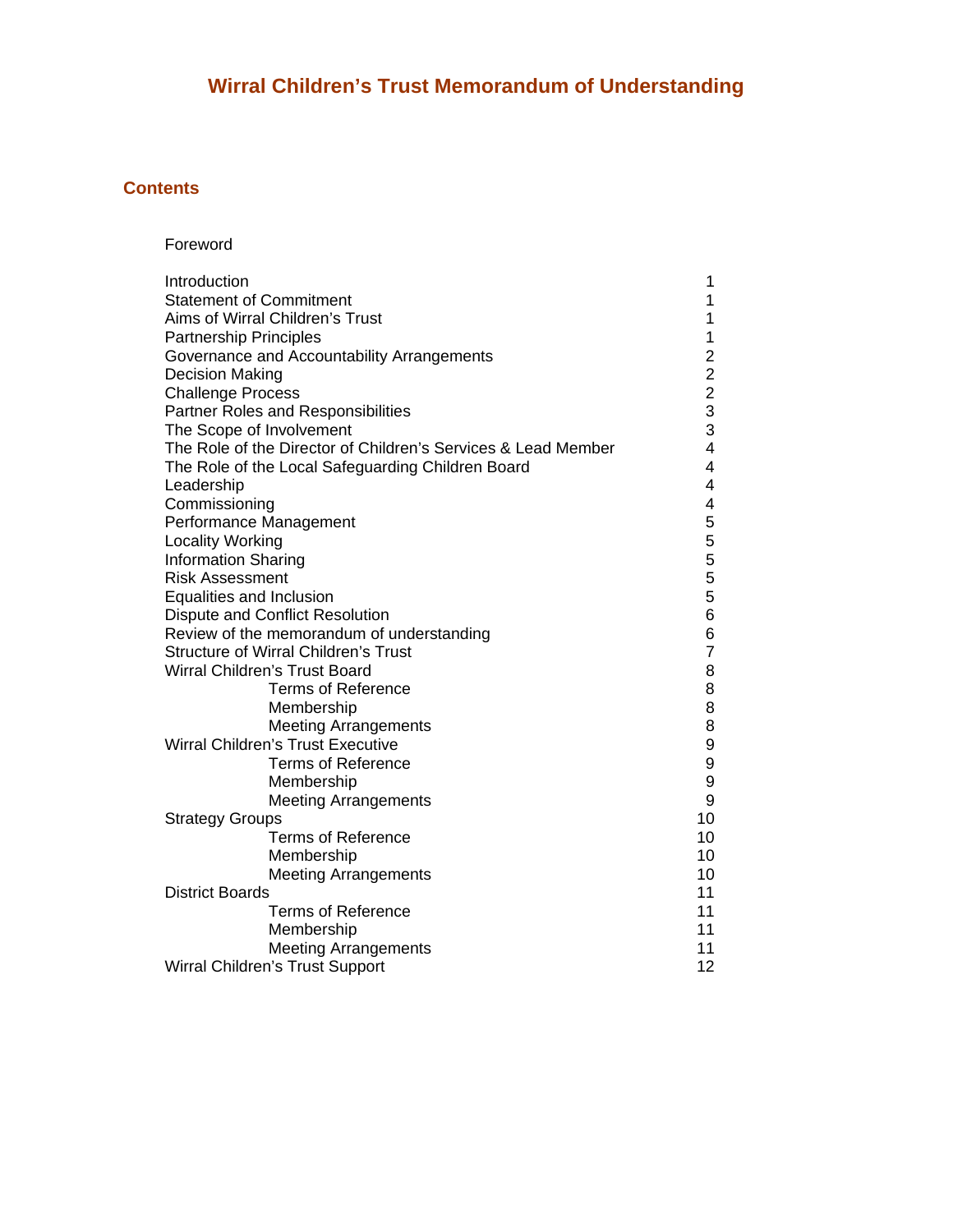# Wirral Children's Trust Memorandum of Understanding

## Contents

| | |
|---|---|
| Foreword | |
| Introduction | 1 |
| Statement of Commitment | 1 |
| Aims of Wirral Children's Trust | 1 |
| Partnership Principles | 1 |
| Governance and Accountability Arrangements | 2 |
| Decision Making | 2 |
| Challenge Process | 2 |
| Partner Roles and Responsibilities | 3 |
| The Scope of Involvement | 3 |
| The Role of the Director of Children's Services & Lead Member | 4 |
| The Role of the Local Safeguarding Children Board | 4 |
| Leadership | 4 |
| Commissioning | 4 |
| Performance Management | 5 |
| Locality Working | 5 |
| Information Sharing | 5 |
| Risk Assessment | 5 |
| Equalities and Inclusion | 5 |
| Dispute and Conflict Resolution | 6 |
| Review of the memorandum of understanding | 6 |
| Structure of Wirral Children's Trust | 7 |
| Wirral Children's Trust Board | 8 |
| Terms of Reference | 8 |
| Membership | 8 |
| Meeting Arrangements | 8 |
| Wirral Children's Trust Executive | 9 |
| Terms of Reference | 9 |
| Membership | 9 |
| Meeting Arrangements | 9 |
| Strategy Groups | 10 |
| Terms of Reference | 10 |
| Membership | 10 |
| Meeting Arrangements | 10 |
| District Boards | 11 |
| Terms of Reference | 11 |
| Membership | 11 |
| Meeting Arrangements | 11 |
| Wirral Children's Trust Support | 12 |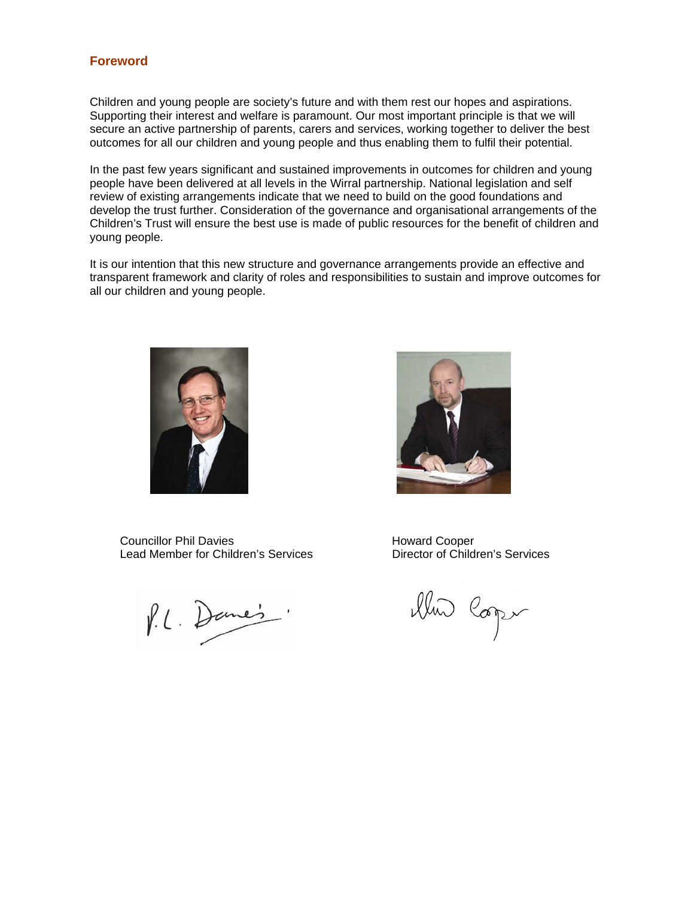## Foreword

Children and young people are society's future and with them rest our hopes and aspirations. Supporting their interest and welfare is paramount. Our most important principle is that we will secure an active partnership of parents, carers and services, working together to deliver the best outcomes for all our children and young people and thus enabling them to fulfil their potential.

In the past few years significant and sustained improvements in outcomes for children and young people have been delivered at all levels in the Wirral partnership. National legislation and self review of existing arrangements indicate that we need to build on the good foundations and develop the trust further. Consideration of the governance and organisational arrangements of the Children's Trust will ensure the best use is made of public resources for the benefit of children and young people.

It is our intention that this new structure and governance arrangements provide an effective and transparent framework and clarity of roles and responsibilities to sustain and improve outcomes for all our children and young people.

Councillor Phil Davies
Lead Member for Children's Services

Howard Cooper
Director of Children's Services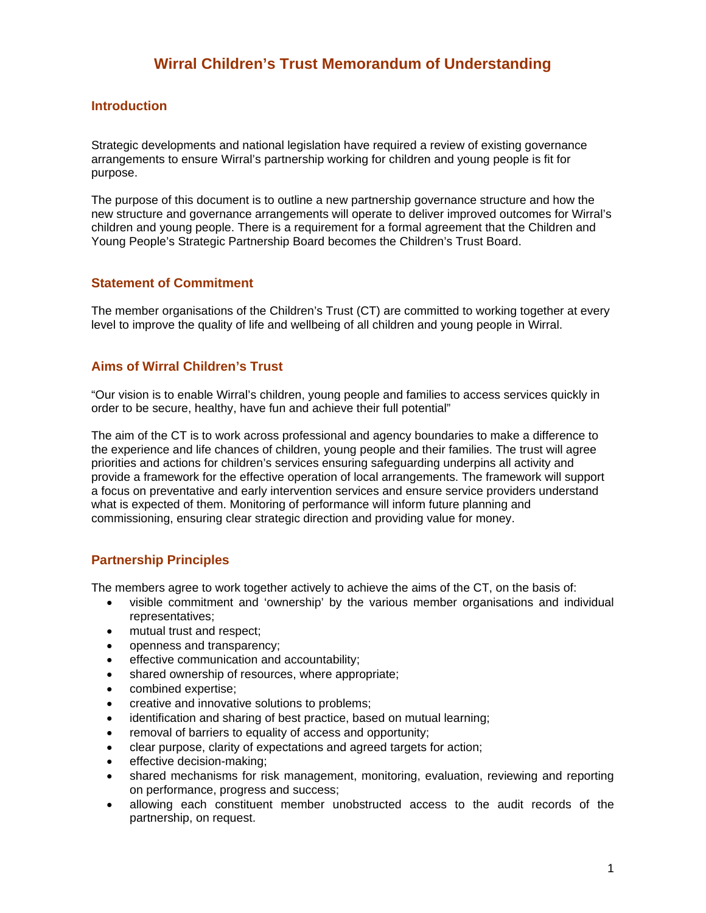# Wirral Children's Trust Memorandum of Understanding

## Introduction

Strategic developments and national legislation have required a review of existing governance arrangements to ensure Wirral's partnership working for children and young people is fit for purpose.

The purpose of this document is to outline a new partnership governance structure and how the new structure and governance arrangements will operate to deliver improved outcomes for Wirral's children and young people. There is a requirement for a formal agreement that the Children and Young People's Strategic Partnership Board becomes the Children's Trust Board.

## Statement of Commitment

The member organisations of the Children's Trust (CT) are committed to working together at every level to improve the quality of life and wellbeing of all children and young people in Wirral.

## Aims of Wirral Children's Trust

"Our vision is to enable Wirral's children, young people and families to access services quickly in order to be secure, healthy, have fun and achieve their full potential"

The aim of the CT is to work across professional and agency boundaries to make a difference to the experience and life chances of children, young people and their families. The trust will agree priorities and actions for children's services ensuring safeguarding underpins all activity and provide a framework for the effective operation of local arrangements. The framework will support a focus on preventative and early intervention services and ensure service providers understand what is expected of them. Monitoring of performance will inform future planning and commissioning, ensuring clear strategic direction and providing value for money.

## Partnership Principles

The members agree to work together actively to achieve the aims of the CT, on the basis of:

- visible commitment and 'ownership' by the various member organisations and individual representatives;
- mutual trust and respect;
- openness and transparency;
- effective communication and accountability;
- shared ownership of resources, where appropriate;
- combined expertise;
- creative and innovative solutions to problems;
- identification and sharing of best practice, based on mutual learning;
- removal of barriers to equality of access and opportunity;
- clear purpose, clarity of expectations and agreed targets for action;
- effective decision-making;
- shared mechanisms for risk management, monitoring, evaluation, reviewing and reporting on performance, progress and success;
- allowing each constituent member unobstructed access to the audit records of the partnership, on request.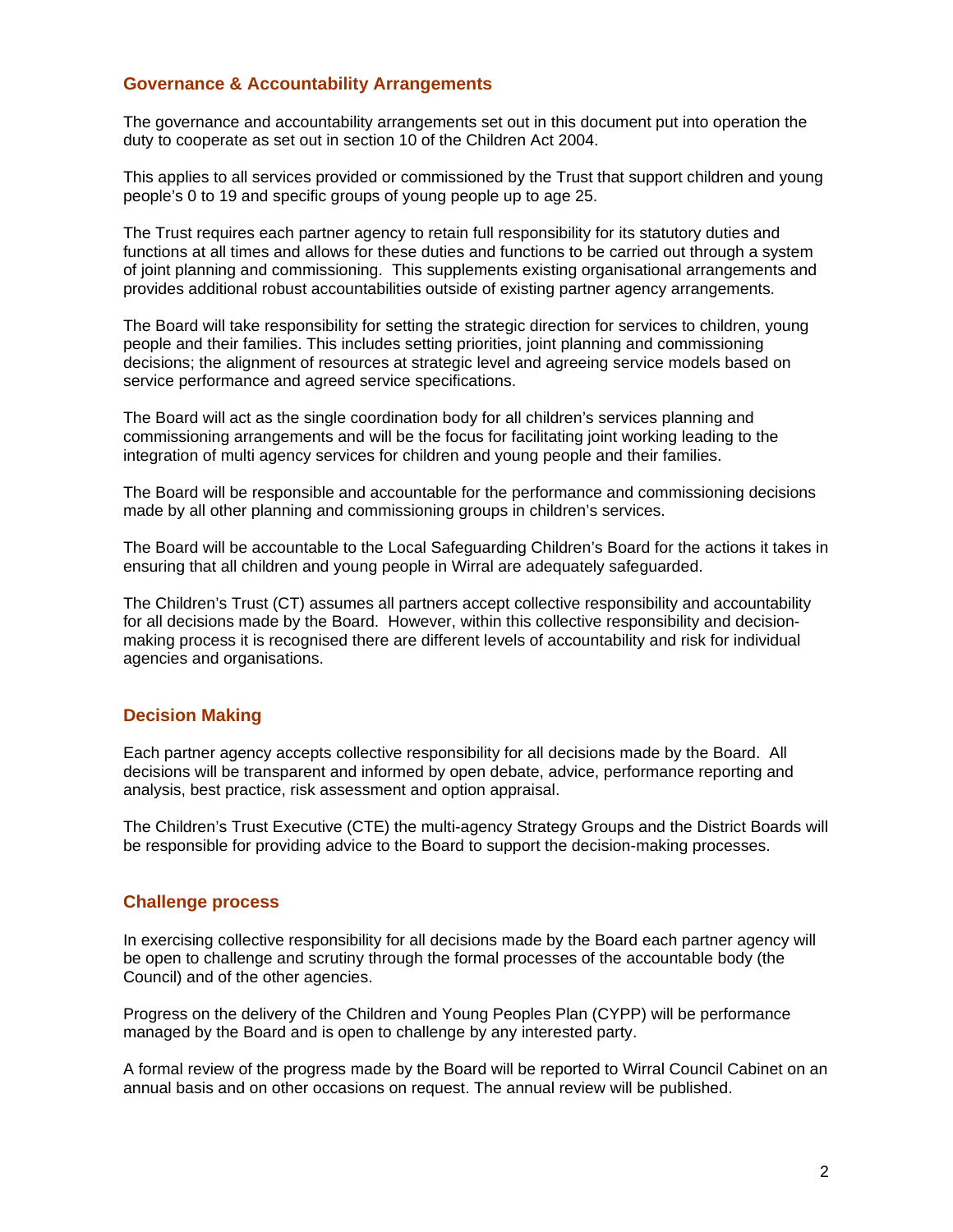## Governance & Accountability Arrangements

The governance and accountability arrangements set out in this document put into operation the duty to cooperate as set out in section 10 of the Children Act 2004.

This applies to all services provided or commissioned by the Trust that support children and young people's 0 to 19 and specific groups of young people up to age 25.

The Trust requires each partner agency to retain full responsibility for its statutory duties and functions at all times and allows for these duties and functions to be carried out through a system of joint planning and commissioning. This supplements existing organisational arrangements and provides additional robust accountabilities outside of existing partner agency arrangements.

The Board will take responsibility for setting the strategic direction for services to children, young people and their families. This includes setting priorities, joint planning and commissioning decisions; the alignment of resources at strategic level and agreeing service models based on service performance and agreed service specifications.

The Board will act as the single coordination body for all children's services planning and commissioning arrangements and will be the focus for facilitating joint working leading to the integration of multi agency services for children and young people and their families.

The Board will be responsible and accountable for the performance and commissioning decisions made by all other planning and commissioning groups in children's services.

The Board will be accountable to the Local Safeguarding Children's Board for the actions it takes in ensuring that all children and young people in Wirral are adequately safeguarded.

The Children's Trust (CT) assumes all partners accept collective responsibility and accountability for all decisions made by the Board. However, within this collective responsibility and decision-making process it is recognised there are different levels of accountability and risk for individual agencies and organisations.

## Decision Making

Each partner agency accepts collective responsibility for all decisions made by the Board. All decisions will be transparent and informed by open debate, advice, performance reporting and analysis, best practice, risk assessment and option appraisal.

The Children's Trust Executive (CTE) the multi-agency Strategy Groups and the District Boards will be responsible for providing advice to the Board to support the decision-making processes.

## Challenge process

In exercising collective responsibility for all decisions made by the Board each partner agency will be open to challenge and scrutiny through the formal processes of the accountable body (the Council) and of the other agencies.

Progress on the delivery of the Children and Young Peoples Plan (CYPP) will be performance managed by the Board and is open to challenge by any interested party.

A formal review of the progress made by the Board will be reported to Wirral Council Cabinet on an annual basis and on other occasions on request. The annual review will be published.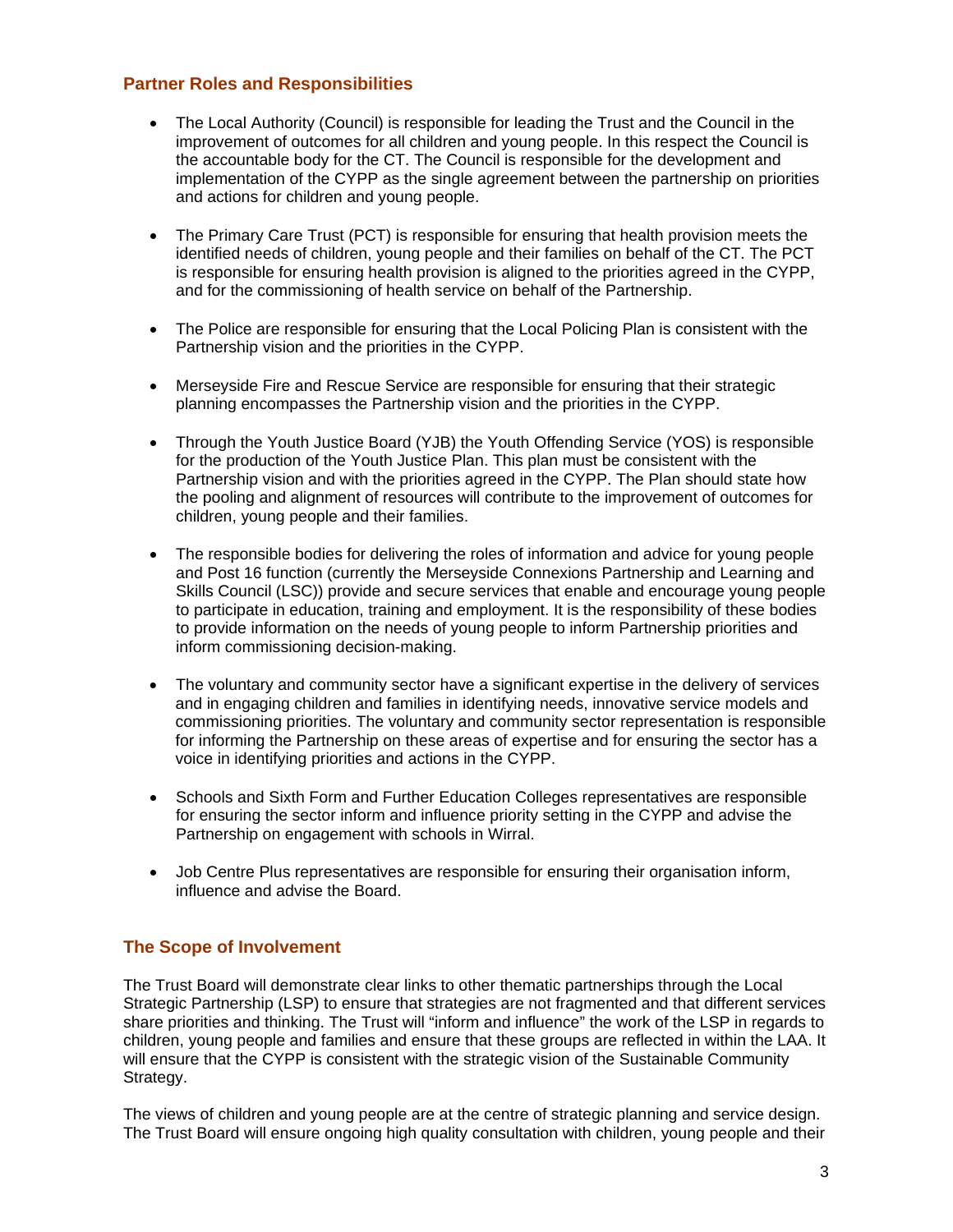## Partner Roles and Responsibilities

- The Local Authority (Council) is responsible for leading the Trust and the Council in the improvement of outcomes for all children and young people. In this respect the Council is the accountable body for the CT. The Council is responsible for the development and implementation of the CYPP as the single agreement between the partnership on priorities and actions for children and young people.

- The Primary Care Trust (PCT) is responsible for ensuring that health provision meets the identified needs of children, young people and their families on behalf of the CT. The PCT is responsible for ensuring health provision is aligned to the priorities agreed in the CYPP, and for the commissioning of health service on behalf of the Partnership.

- The Police are responsible for ensuring that the Local Policing Plan is consistent with the Partnership vision and the priorities in the CYPP.

- Merseyside Fire and Rescue Service are responsible for ensuring that their strategic planning encompasses the Partnership vision and the priorities in the CYPP.

- Through the Youth Justice Board (YJB) the Youth Offending Service (YOS) is responsible for the production of the Youth Justice Plan. This plan must be consistent with the Partnership vision and with the priorities agreed in the CYPP. The Plan should state how the pooling and alignment of resources will contribute to the improvement of outcomes for children, young people and their families.

- The responsible bodies for delivering the roles of information and advice for young people and Post 16 function (currently the Merseyside Connexions Partnership and Learning and Skills Council (LSC)) provide and secure services that enable and encourage young people to participate in education, training and employment. It is the responsibility of these bodies to provide information on the needs of young people to inform Partnership priorities and inform commissioning decision-making.

- The voluntary and community sector have a significant expertise in the delivery of services and in engaging children and families in identifying needs, innovative service models and commissioning priorities. The voluntary and community sector representation is responsible for informing the Partnership on these areas of expertise and for ensuring the sector has a voice in identifying priorities and actions in the CYPP.

- Schools and Sixth Form and Further Education Colleges representatives are responsible for ensuring the sector inform and influence priority setting in the CYPP and advise the Partnership on engagement with schools in Wirral.

- Job Centre Plus representatives are responsible for ensuring their organisation inform, influence and advise the Board.

## The Scope of Involvement

The Trust Board will demonstrate clear links to other thematic partnerships through the Local Strategic Partnership (LSP) to ensure that strategies are not fragmented and that different services share priorities and thinking. The Trust will "inform and influence" the work of the LSP in regards to children, young people and families and ensure that these groups are reflected in within the LAA. It will ensure that the CYPP is consistent with the strategic vision of the Sustainable Community Strategy.

The views of children and young people are at the centre of strategic planning and service design. The Trust Board will ensure ongoing high quality consultation with children, young people and their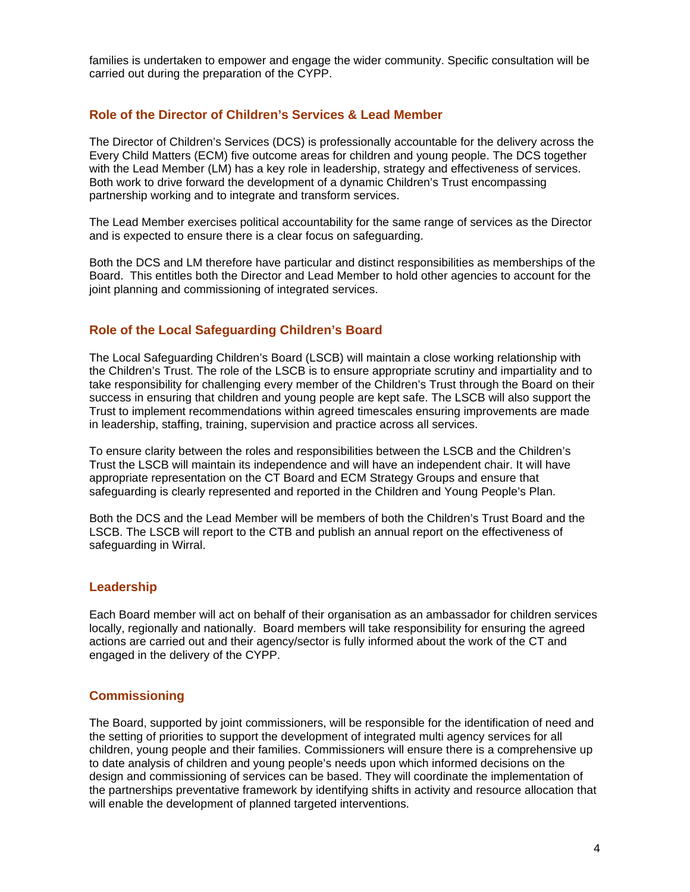families is undertaken to empower and engage the wider community. Specific consultation will be carried out during the preparation of the CYPP.

## Role of the Director of Children's Services & Lead Member

The Director of Children's Services (DCS) is professionally accountable for the delivery across the Every Child Matters (ECM) five outcome areas for children and young people. The DCS together with the Lead Member (LM) has a key role in leadership, strategy and effectiveness of services. Both work to drive forward the development of a dynamic Children's Trust encompassing partnership working and to integrate and transform services.

The Lead Member exercises political accountability for the same range of services as the Director and is expected to ensure there is a clear focus on safeguarding.

Both the DCS and LM therefore have particular and distinct responsibilities as memberships of the Board. This entitles both the Director and Lead Member to hold other agencies to account for the joint planning and commissioning of integrated services.

## Role of the Local Safeguarding Children's Board

The Local Safeguarding Children's Board (LSCB) will maintain a close working relationship with the Children's Trust. The role of the LSCB is to ensure appropriate scrutiny and impartiality and to take responsibility for challenging every member of the Children's Trust through the Board on their success in ensuring that children and young people are kept safe. The LSCB will also support the Trust to implement recommendations within agreed timescales ensuring improvements are made in leadership, staffing, training, supervision and practice across all services.

To ensure clarity between the roles and responsibilities between the LSCB and the Children's Trust the LSCB will maintain its independence and will have an independent chair. It will have appropriate representation on the CT Board and ECM Strategy Groups and ensure that safeguarding is clearly represented and reported in the Children and Young People's Plan.

Both the DCS and the Lead Member will be members of both the Children's Trust Board and the LSCB. The LSCB will report to the CTB and publish an annual report on the effectiveness of safeguarding in Wirral.

## Leadership

Each Board member will act on behalf of their organisation as an ambassador for children services locally, regionally and nationally. Board members will take responsibility for ensuring the agreed actions are carried out and their agency/sector is fully informed about the work of the CT and engaged in the delivery of the CYPP.

## Commissioning

The Board, supported by joint commissioners, will be responsible for the identification of need and the setting of priorities to support the development of integrated multi agency services for all children, young people and their families. Commissioners will ensure there is a comprehensive up to date analysis of children and young people's needs upon which informed decisions on the design and commissioning of services can be based. They will coordinate the implementation of the partnerships preventative framework by identifying shifts in activity and resource allocation that will enable the development of planned targeted interventions.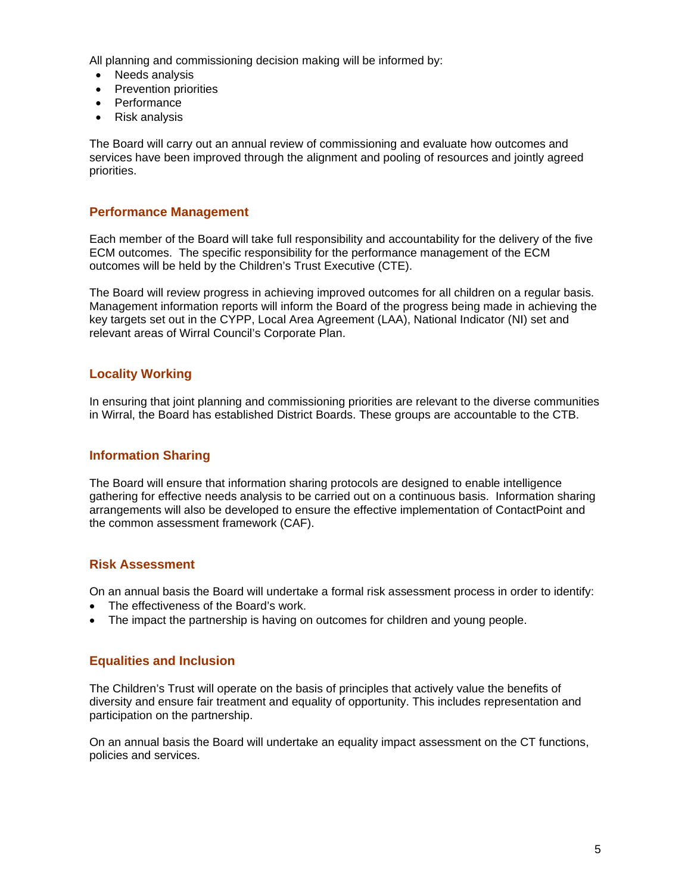All planning and commissioning decision making will be informed by:

- Needs analysis
- Prevention priorities
- Performance
- Risk analysis

The Board will carry out an annual review of commissioning and evaluate how outcomes and services have been improved through the alignment and pooling of resources and jointly agreed priorities.

## Performance Management

Each member of the Board will take full responsibility and accountability for the delivery of the five ECM outcomes. The specific responsibility for the performance management of the ECM outcomes will be held by the Children's Trust Executive (CTE).

The Board will review progress in achieving improved outcomes for all children on a regular basis. Management information reports will inform the Board of the progress being made in achieving the key targets set out in the CYPP, Local Area Agreement (LAA), National Indicator (NI) set and relevant areas of Wirral Council's Corporate Plan.

## Locality Working

In ensuring that joint planning and commissioning priorities are relevant to the diverse communities in Wirral, the Board has established District Boards. These groups are accountable to the CTB.

## Information Sharing

The Board will ensure that information sharing protocols are designed to enable intelligence gathering for effective needs analysis to be carried out on a continuous basis. Information sharing arrangements will also be developed to ensure the effective implementation of ContactPoint and the common assessment framework (CAF).

## Risk Assessment

On an annual basis the Board will undertake a formal risk assessment process in order to identify:

- The effectiveness of the Board's work.
- The impact the partnership is having on outcomes for children and young people.

## Equalities and Inclusion

The Children's Trust will operate on the basis of principles that actively value the benefits of diversity and ensure fair treatment and equality of opportunity. This includes representation and participation on the partnership.

On an annual basis the Board will undertake an equality impact assessment on the CT functions, policies and services.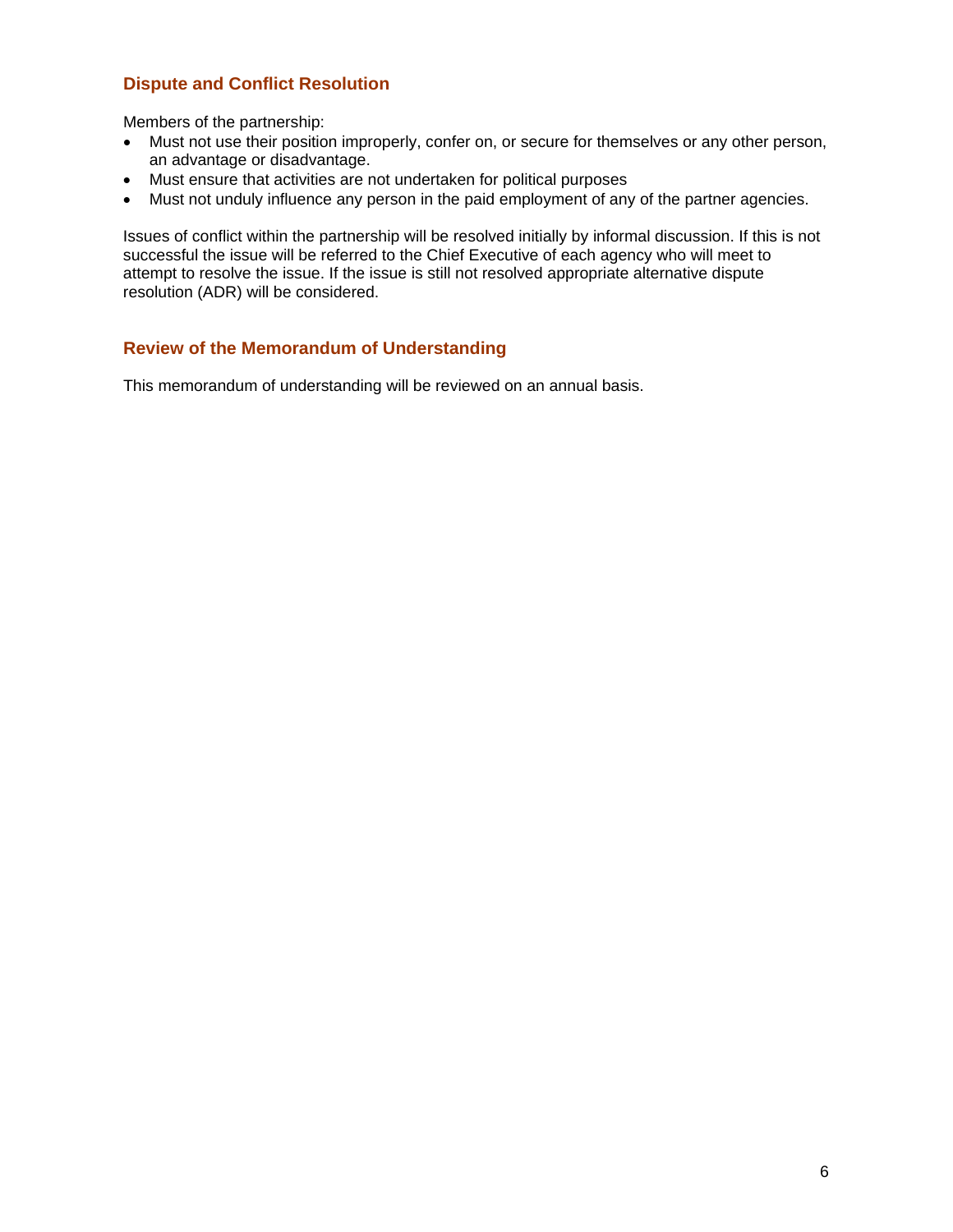## Dispute and Conflict Resolution

Members of the partnership:

- Must not use their position improperly, confer on, or secure for themselves or any other person, an advantage or disadvantage.
- Must ensure that activities are not undertaken for political purposes
- Must not unduly influence any person in the paid employment of any of the partner agencies.

Issues of conflict within the partnership will be resolved initially by informal discussion. If this is not successful the issue will be referred to the Chief Executive of each agency who will meet to attempt to resolve the issue. If the issue is still not resolved appropriate alternative dispute resolution (ADR) will be considered.

## Review of the Memorandum of Understanding

This memorandum of understanding will be reviewed on an annual basis.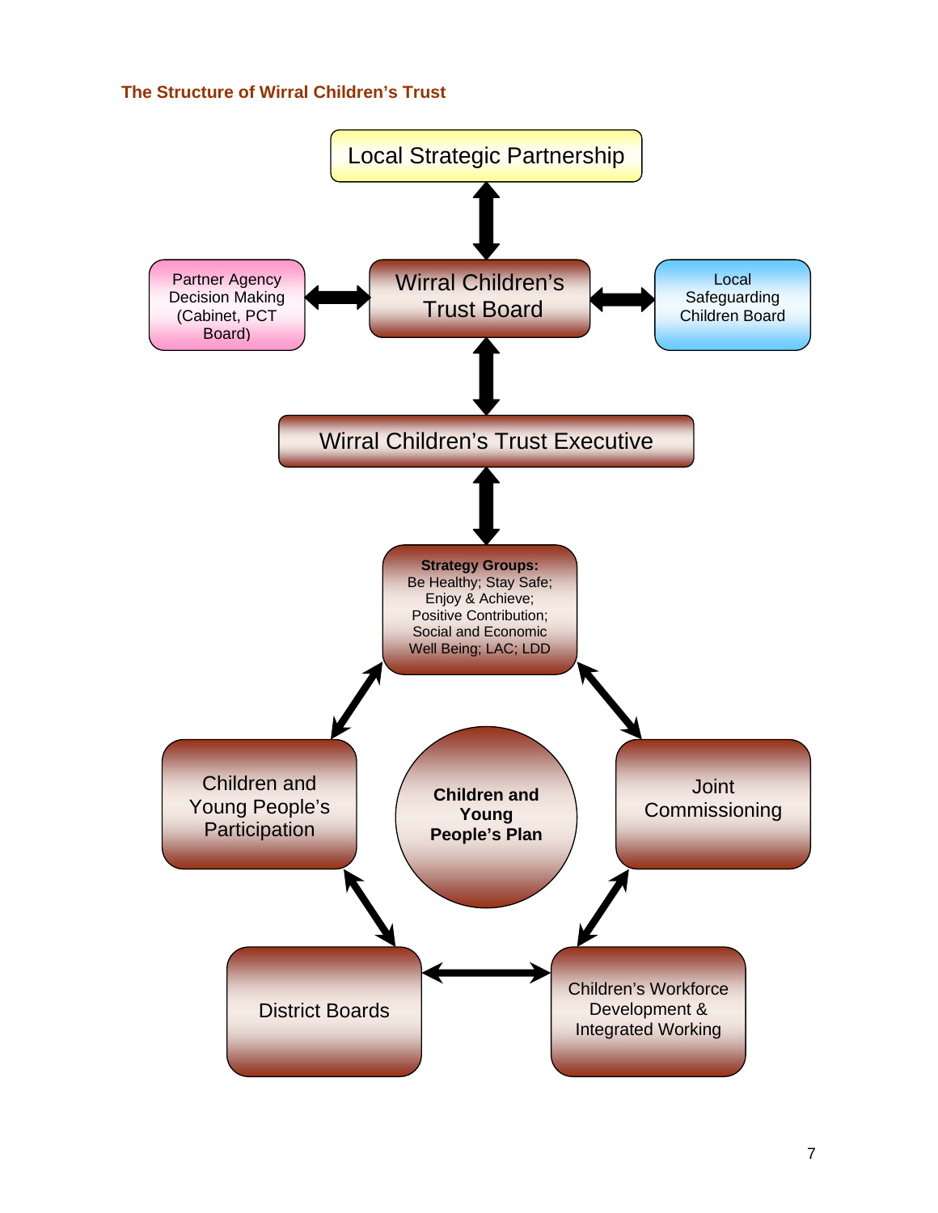### The Structure of Wirral Children's Trust

Local Strategic Partnership

Partner Agency Decision Making (Cabinet, PCT Board)

Wirral Children's Trust Board

Local Safeguarding Children Board

Wirral Children's Trust Executive

**Strategy Groups:**
Be Healthy; Stay Safe; Enjoy & Achieve; Positive Contribution; Social and Economic Well Being; LAC; LDD

Children and Young People's Participation

**Children and Young People's Plan**

Joint Commissioning

District Boards

Children's Workforce Development & Integrated Working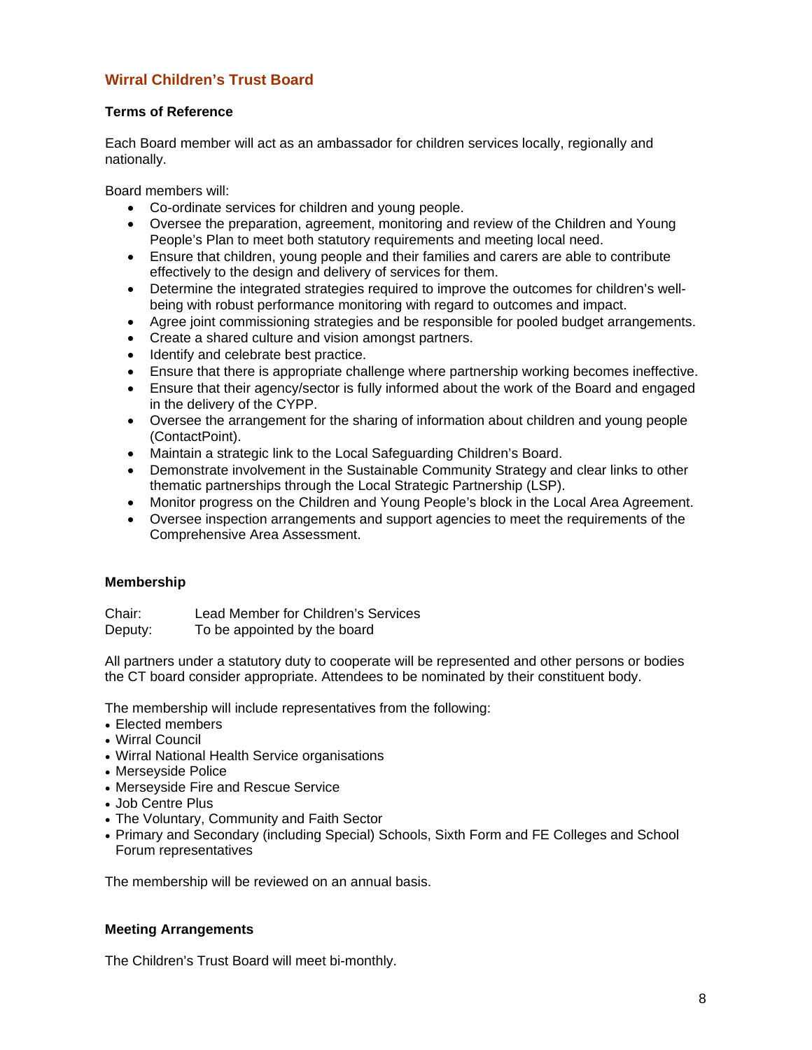## Wirral Children's Trust Board

### Terms of Reference

Each Board member will act as an ambassador for children services locally, regionally and nationally.

Board members will:

- Co-ordinate services for children and young people.
- Oversee the preparation, agreement, monitoring and review of the Children and Young People's Plan to meet both statutory requirements and meeting local need.
- Ensure that children, young people and their families and carers are able to contribute effectively to the design and delivery of services for them.
- Determine the integrated strategies required to improve the outcomes for children's well-being with robust performance monitoring with regard to outcomes and impact.
- Agree joint commissioning strategies and be responsible for pooled budget arrangements.
- Create a shared culture and vision amongst partners.
- Identify and celebrate best practice.
- Ensure that there is appropriate challenge where partnership working becomes ineffective.
- Ensure that their agency/sector is fully informed about the work of the Board and engaged in the delivery of the CYPP.
- Oversee the arrangement for the sharing of information about children and young people (ContactPoint).
- Maintain a strategic link to the Local Safeguarding Children's Board.
- Demonstrate involvement in the Sustainable Community Strategy and clear links to other thematic partnerships through the Local Strategic Partnership (LSP).
- Monitor progress on the Children and Young People's block in the Local Area Agreement.
- Oversee inspection arrangements and support agencies to meet the requirements of the Comprehensive Area Assessment.

### Membership

Chair: Lead Member for Children's Services
Deputy: To be appointed by the board

All partners under a statutory duty to cooperate will be represented and other persons or bodies the CT board consider appropriate. Attendees to be nominated by their constituent body.

The membership will include representatives from the following:

- Elected members
- Wirral Council
- Wirral National Health Service organisations
- Merseyside Police
- Merseyside Fire and Rescue Service
- Job Centre Plus
- The Voluntary, Community and Faith Sector
- Primary and Secondary (including Special) Schools, Sixth Form and FE Colleges and School Forum representatives

The membership will be reviewed on an annual basis.

### Meeting Arrangements

The Children's Trust Board will meet bi-monthly.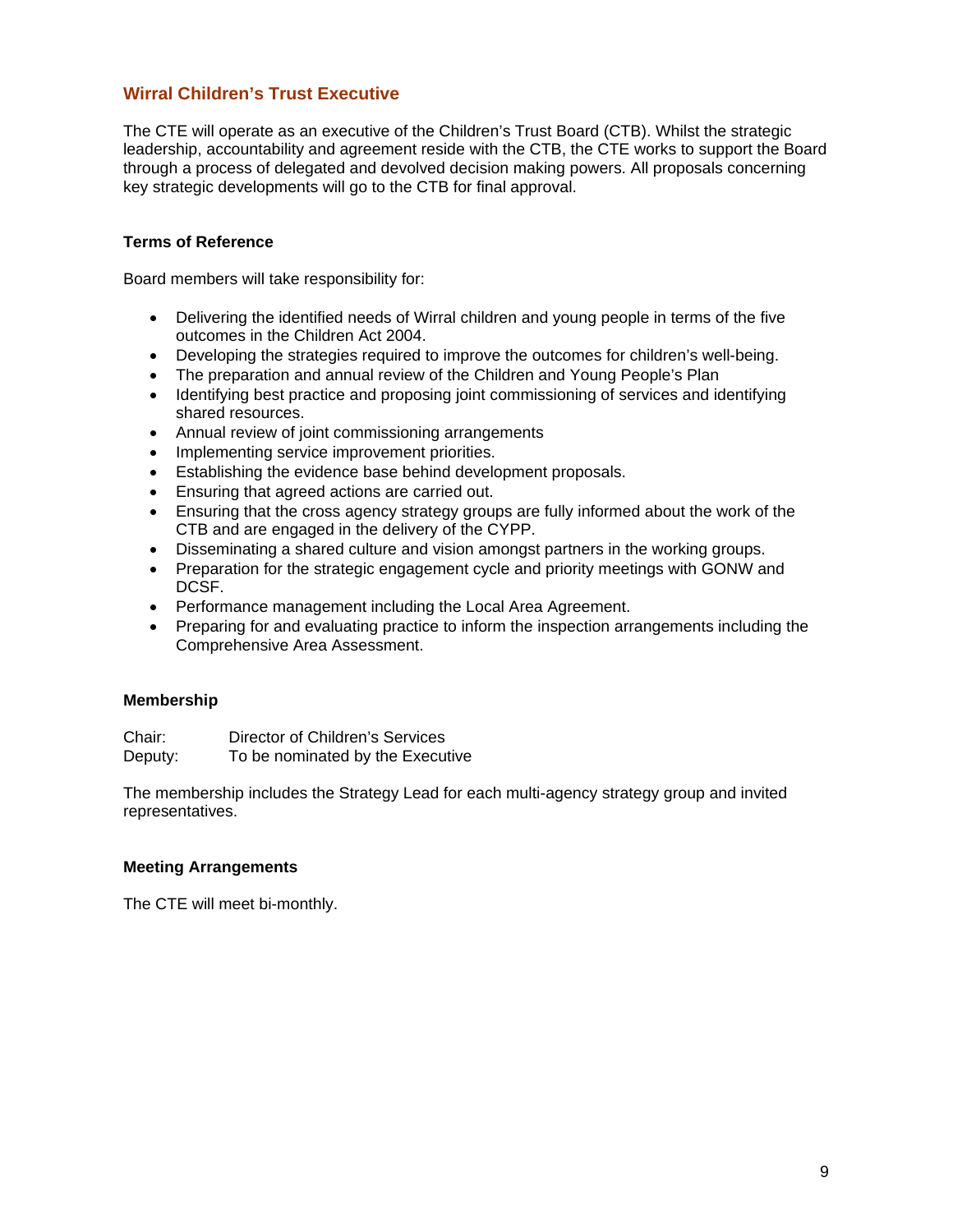## Wirral Children's Trust Executive

The CTE will operate as an executive of the Children's Trust Board (CTB). Whilst the strategic leadership, accountability and agreement reside with the CTB, the CTE works to support the Board through a process of delegated and devolved decision making powers. All proposals concerning key strategic developments will go to the CTB for final approval.

### Terms of Reference

Board members will take responsibility for:

- Delivering the identified needs of Wirral children and young people in terms of the five outcomes in the Children Act 2004.
- Developing the strategies required to improve the outcomes for children's well-being.
- The preparation and annual review of the Children and Young People's Plan
- Identifying best practice and proposing joint commissioning of services and identifying shared resources.
- Annual review of joint commissioning arrangements
- Implementing service improvement priorities.
- Establishing the evidence base behind development proposals.
- Ensuring that agreed actions are carried out.
- Ensuring that the cross agency strategy groups are fully informed about the work of the CTB and are engaged in the delivery of the CYPP.
- Disseminating a shared culture and vision amongst partners in the working groups.
- Preparation for the strategic engagement cycle and priority meetings with GONW and DCSF.
- Performance management including the Local Area Agreement.
- Preparing for and evaluating practice to inform the inspection arrangements including the Comprehensive Area Assessment.

### Membership

Chair: Director of Children's Services
Deputy: To be nominated by the Executive

The membership includes the Strategy Lead for each multi-agency strategy group and invited representatives.

### Meeting Arrangements

The CTE will meet bi-monthly.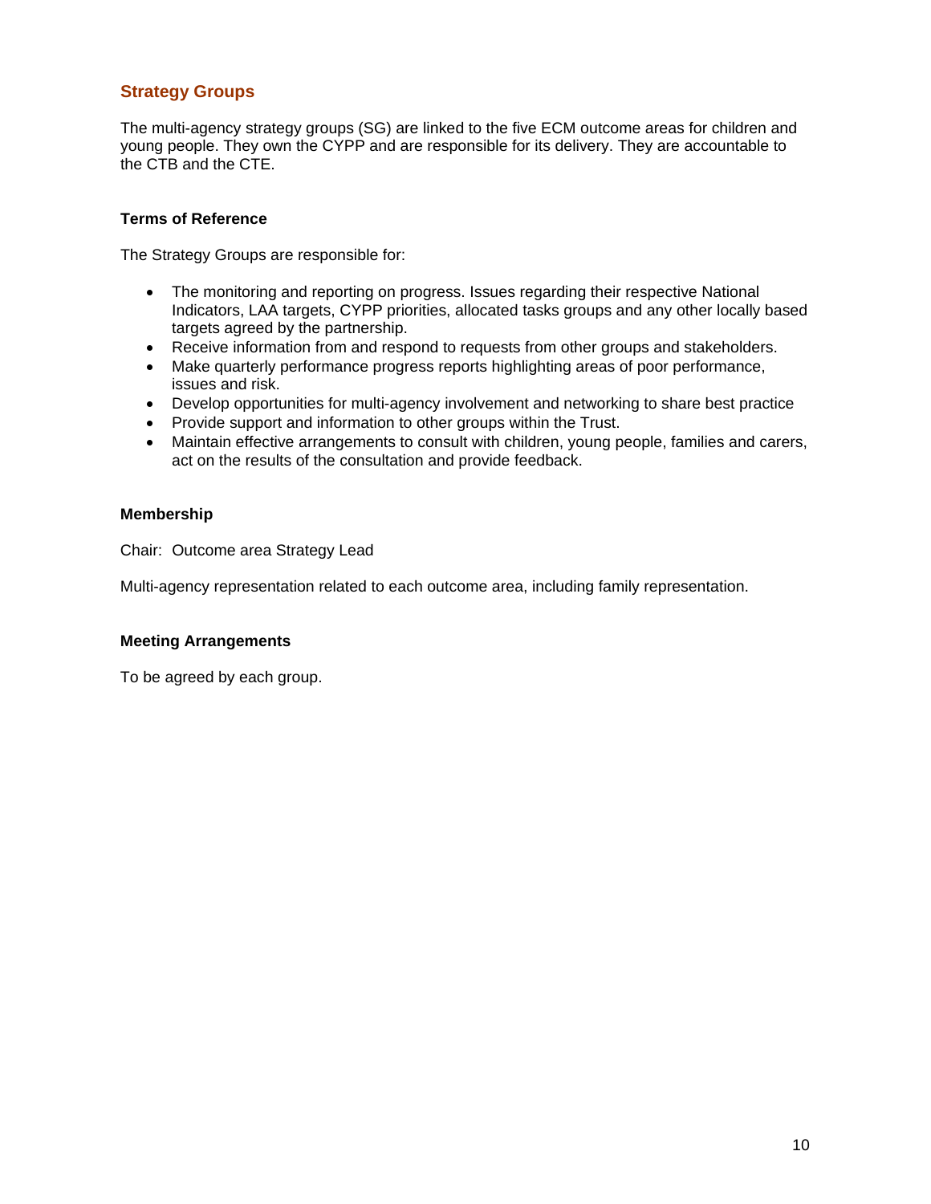## Strategy Groups

The multi-agency strategy groups (SG) are linked to the five ECM outcome areas for children and young people. They own the CYPP and are responsible for its delivery. They are accountable to the CTB and the CTE.

### Terms of Reference

The Strategy Groups are responsible for:

- The monitoring and reporting on progress. Issues regarding their respective National Indicators, LAA targets, CYPP priorities, allocated tasks groups and any other locally based targets agreed by the partnership.
- Receive information from and respond to requests from other groups and stakeholders.
- Make quarterly performance progress reports highlighting areas of poor performance, issues and risk.
- Develop opportunities for multi-agency involvement and networking to share best practice
- Provide support and information to other groups within the Trust.
- Maintain effective arrangements to consult with children, young people, families and carers, act on the results of the consultation and provide feedback.

### Membership

Chair: Outcome area Strategy Lead

Multi-agency representation related to each outcome area, including family representation.

### Meeting Arrangements

To be agreed by each group.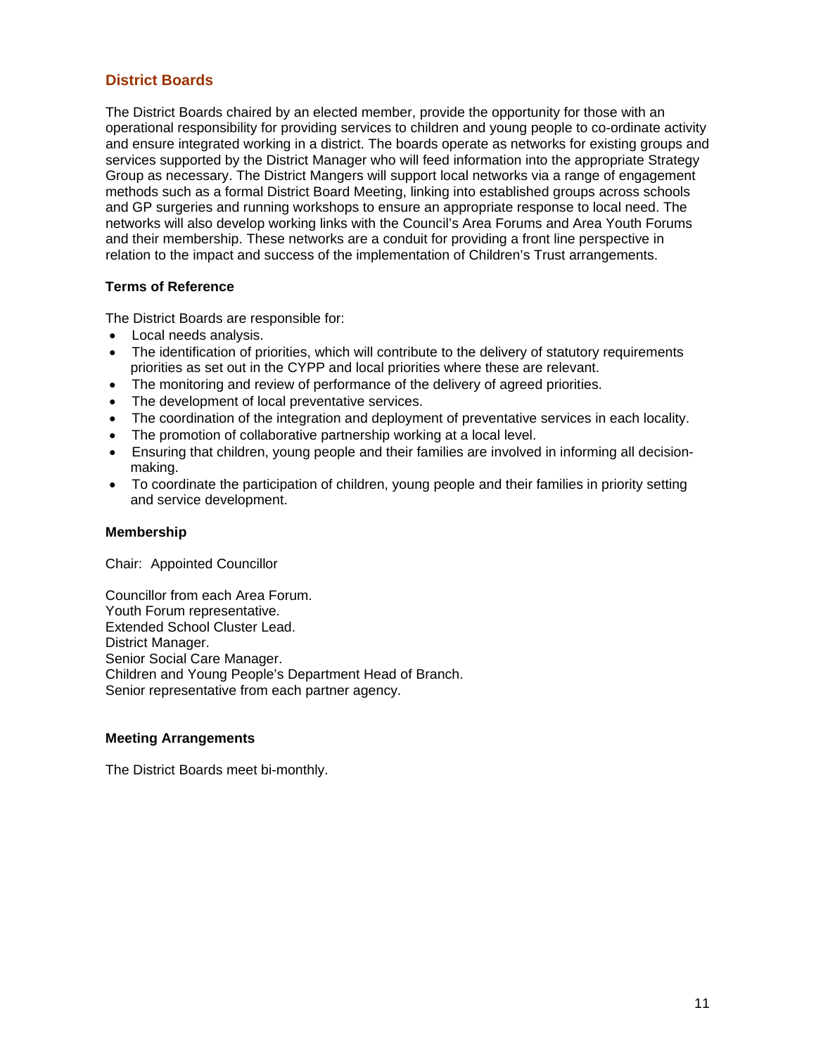## District Boards

The District Boards chaired by an elected member, provide the opportunity for those with an operational responsibility for providing services to children and young people to co-ordinate activity and ensure integrated working in a district. The boards operate as networks for existing groups and services supported by the District Manager who will feed information into the appropriate Strategy Group as necessary. The District Mangers will support local networks via a range of engagement methods such as a formal District Board Meeting, linking into established groups across schools and GP surgeries and running workshops to ensure an appropriate response to local need. The networks will also develop working links with the Council's Area Forums and Area Youth Forums and their membership. These networks are a conduit for providing a front line perspective in relation to the impact and success of the implementation of Children's Trust arrangements.

### Terms of Reference

The District Boards are responsible for:

- Local needs analysis.
- The identification of priorities, which will contribute to the delivery of statutory requirements priorities as set out in the CYPP and local priorities where these are relevant.
- The monitoring and review of performance of the delivery of agreed priorities.
- The development of local preventative services.
- The coordination of the integration and deployment of preventative services in each locality.
- The promotion of collaborative partnership working at a local level.
- Ensuring that children, young people and their families are involved in informing all decision-making.
- To coordinate the participation of children, young people and their families in priority setting and service development.

### Membership

Chair: Appointed Councillor

Councillor from each Area Forum.
Youth Forum representative.
Extended School Cluster Lead.
District Manager.
Senior Social Care Manager.
Children and Young People's Department Head of Branch.
Senior representative from each partner agency.

### Meeting Arrangements

The District Boards meet bi-monthly.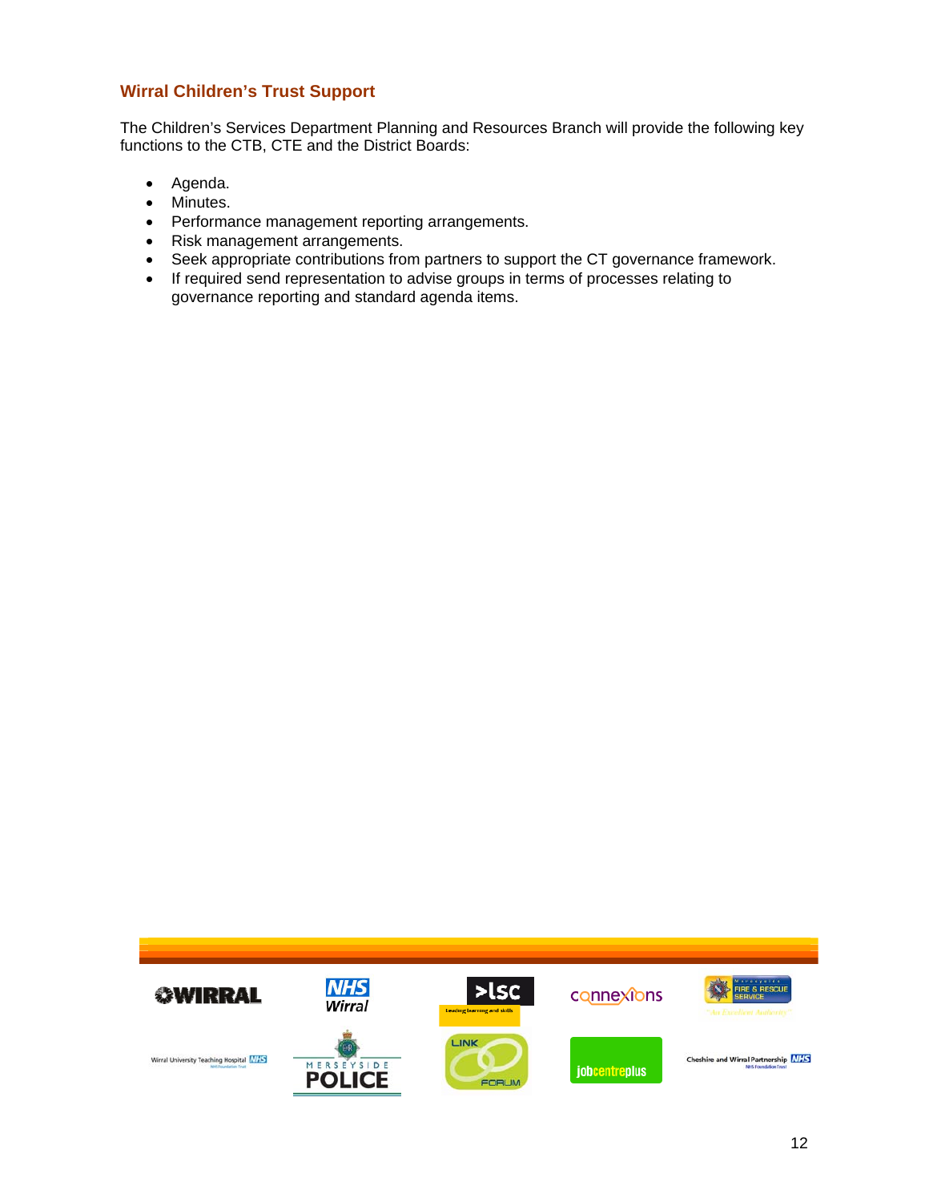## Wirral Children's Trust Support

The Children's Services Department Planning and Resources Branch will provide the following key functions to the CTB, CTE and the District Boards:

- Agenda.
- Minutes.
- Performance management reporting arrangements.
- Risk management arrangements.
- Seek appropriate contributions from partners to support the CT governance framework.
- If required send representation to advise groups in terms of processes relating to governance reporting and standard agenda items.